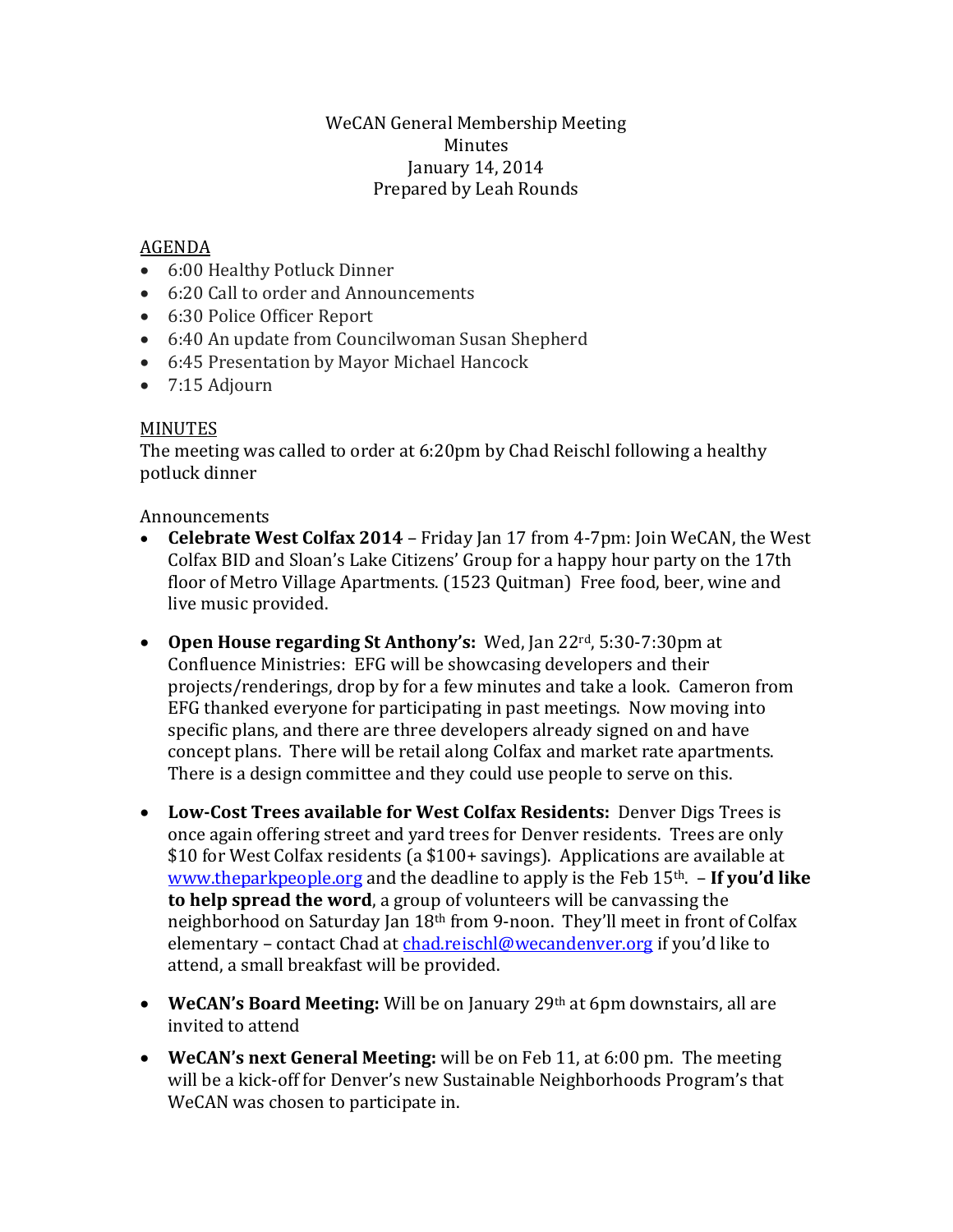WeCAN General Membership Meeting
Minutes
January 14, 2014
Prepared by Leah Rounds

AGENDA

- 6:00 Healthy Potluck Dinner
- 6:20 Call to order and Announcements
- 6:30 Police Officer Report
- 6:40 An update from Councilwoman Susan Shepherd
- 6:45 Presentation by Mayor Michael Hancock
- 7:15 Adjourn

MINUTES

The meeting was called to order at 6:20pm by Chad Reischl following a healthy potluck dinner

Announcements

- **Celebrate West Colfax 2014** – Friday Jan 17 from 4-7pm: Join WeCAN, the West Colfax BID and Sloan's Lake Citizens' Group for a happy hour party on the 17th floor of Metro Village Apartments. (1523 Quitman) Free food, beer, wine and live music provided.
- **Open House regarding St Anthony's:** Wed, Jan 22rd, 5:30-7:30pm at Confluence Ministries: EFG will be showcasing developers and their projects/renderings, drop by for a few minutes and take a look. Cameron from EFG thanked everyone for participating in past meetings. Now moving into specific plans, and there are three developers already signed on and have concept plans. There will be retail along Colfax and market rate apartments. There is a design committee and they could use people to serve on this.
- **Low-Cost Trees available for West Colfax Residents:** Denver Digs Trees is once again offering street and yard trees for Denver residents. Trees are only $10 for West Colfax residents (a $100+ savings). Applications are available at www.theparkpeople.org and the deadline to apply is the Feb 15th. – **If you'd like to help spread the word**, a group of volunteers will be canvassing the neighborhood on Saturday Jan 18th from 9-noon. They'll meet in front of Colfax elementary – contact Chad at chad.reischl@wecandenver.org if you'd like to attend, a small breakfast will be provided.
- **WeCAN's Board Meeting:** Will be on January 29th at 6pm downstairs, all are invited to attend
- **WeCAN's next General Meeting:** will be on Feb 11, at 6:00 pm. The meeting will be a kick-off for Denver's new Sustainable Neighborhoods Program's that WeCAN was chosen to participate in.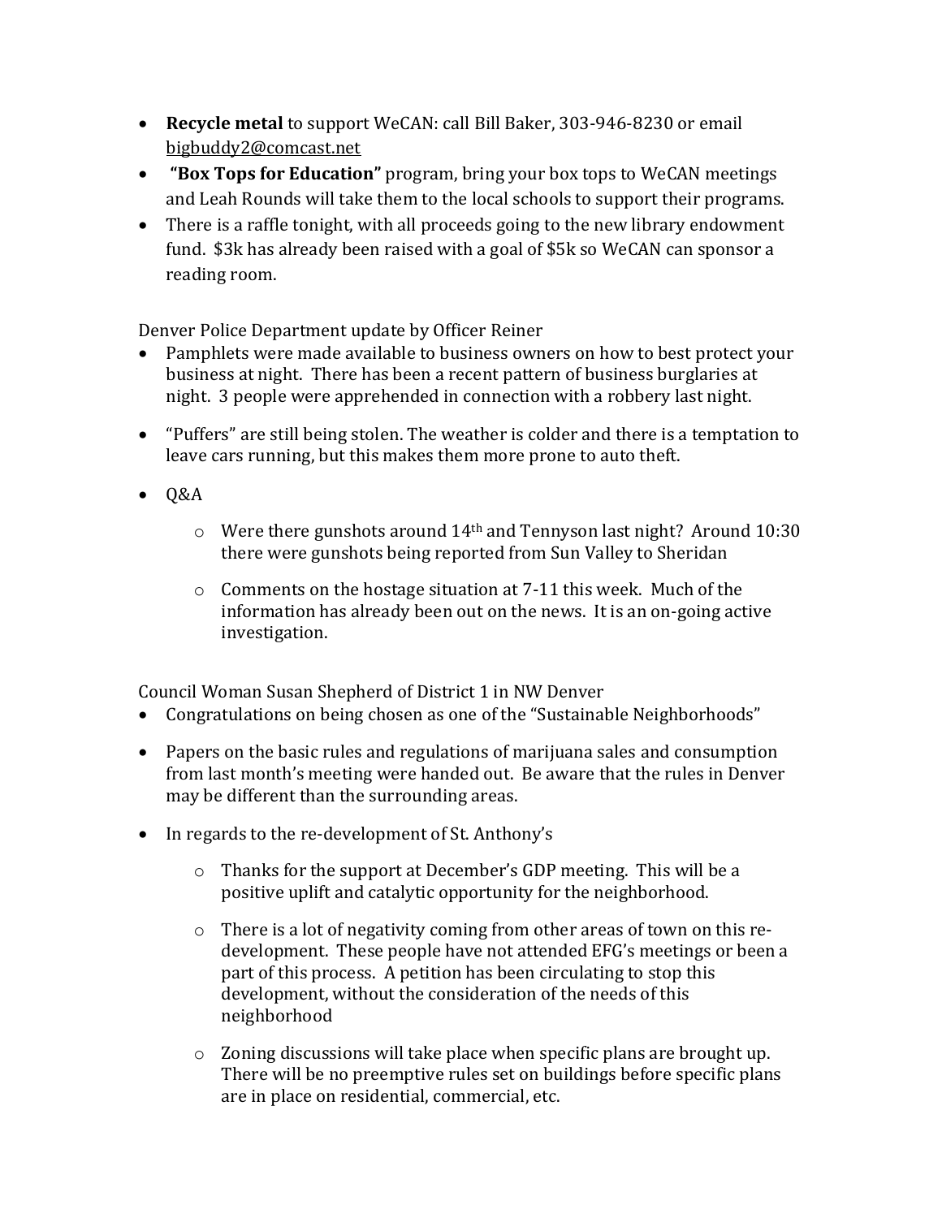- **Recycle metal** to support WeCAN: call Bill Baker, 303-946-8230 or email bigbuddy2@comcast.net
- **"Box Tops for Education"** program, bring your box tops to WeCAN meetings and Leah Rounds will take them to the local schools to support their programs.
- There is a raffle tonight, with all proceeds going to the new library endowment fund. $3k has already been raised with a goal of $5k so WeCAN can sponsor a reading room.

Denver Police Department update by Officer Reiner

- Pamphlets were made available to business owners on how to best protect your business at night. There has been a recent pattern of business burglaries at night. 3 people were apprehended in connection with a robbery last night.
- "Puffers" are still being stolen. The weather is colder and there is a temptation to leave cars running, but this makes them more prone to auto theft.
- Q&A
  - Were there gunshots around 14th and Tennyson last night? Around 10:30 there were gunshots being reported from Sun Valley to Sheridan
  - Comments on the hostage situation at 7-11 this week. Much of the information has already been out on the news. It is an on-going active investigation.

Council Woman Susan Shepherd of District 1 in NW Denver

- Congratulations on being chosen as one of the "Sustainable Neighborhoods"
- Papers on the basic rules and regulations of marijuana sales and consumption from last month's meeting were handed out. Be aware that the rules in Denver may be different than the surrounding areas.
- In regards to the re-development of St. Anthony's
  - Thanks for the support at December's GDP meeting. This will be a positive uplift and catalytic opportunity for the neighborhood.
  - There is a lot of negativity coming from other areas of town on this re-development. These people have not attended EFG's meetings or been a part of this process. A petition has been circulating to stop this development, without the consideration of the needs of this neighborhood
  - Zoning discussions will take place when specific plans are brought up. There will be no preemptive rules set on buildings before specific plans are in place on residential, commercial, etc.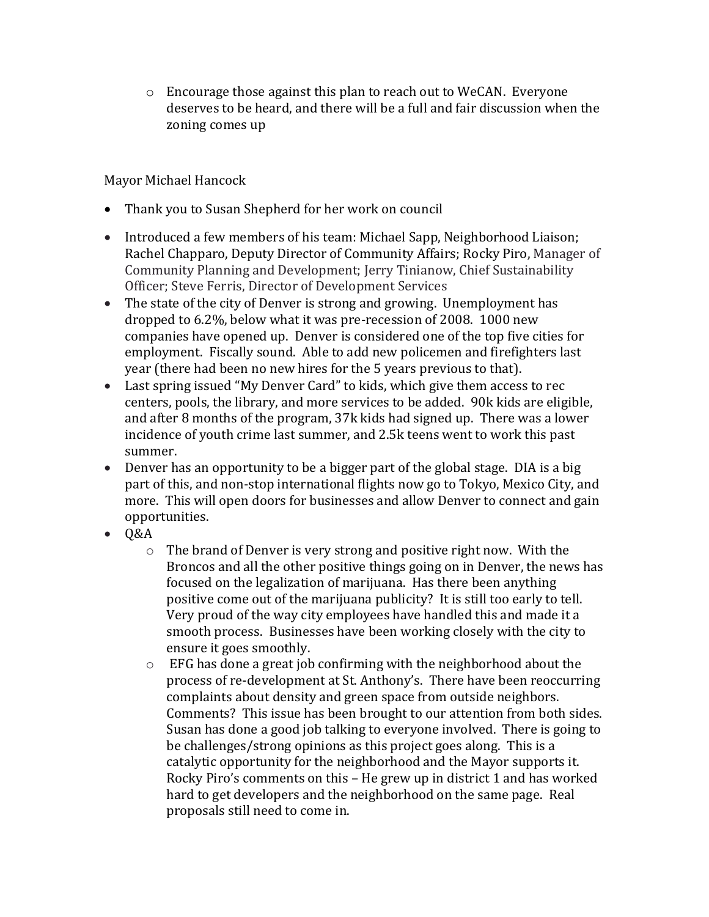- Encourage those against this plan to reach out to WeCAN. Everyone deserves to be heard, and there will be a full and fair discussion when the zoning comes up

Mayor Michael Hancock

- Thank you to Susan Shepherd for her work on council
- Introduced a few members of his team: Michael Sapp, Neighborhood Liaison; Rachel Chapparo, Deputy Director of Community Affairs; Rocky Piro, Manager of Community Planning and Development; Jerry Tinianow, Chief Sustainability Officer; Steve Ferris, Director of Development Services
- The state of the city of Denver is strong and growing. Unemployment has dropped to 6.2%, below what it was pre-recession of 2008. 1000 new companies have opened up. Denver is considered one of the top five cities for employment. Fiscally sound. Able to add new policemen and firefighters last year (there had been no new hires for the 5 years previous to that).
- Last spring issued "My Denver Card" to kids, which give them access to rec centers, pools, the library, and more services to be added. 90k kids are eligible, and after 8 months of the program, 37k kids had signed up. There was a lower incidence of youth crime last summer, and 2.5k teens went to work this past summer.
- Denver has an opportunity to be a bigger part of the global stage. DIA is a big part of this, and non-stop international flights now go to Tokyo, Mexico City, and more. This will open doors for businesses and allow Denver to connect and gain opportunities.
- Q&A
  - The brand of Denver is very strong and positive right now. With the Broncos and all the other positive things going on in Denver, the news has focused on the legalization of marijuana. Has there been anything positive come out of the marijuana publicity? It is still too early to tell. Very proud of the way city employees have handled this and made it a smooth process. Businesses have been working closely with the city to ensure it goes smoothly.
  - EFG has done a great job confirming with the neighborhood about the process of re-development at St. Anthony's. There have been reoccurring complaints about density and green space from outside neighbors. Comments? This issue has been brought to our attention from both sides. Susan has done a good job talking to everyone involved. There is going to be challenges/strong opinions as this project goes along. This is a catalytic opportunity for the neighborhood and the Mayor supports it. Rocky Piro's comments on this – He grew up in district 1 and has worked hard to get developers and the neighborhood on the same page. Real proposals still need to come in.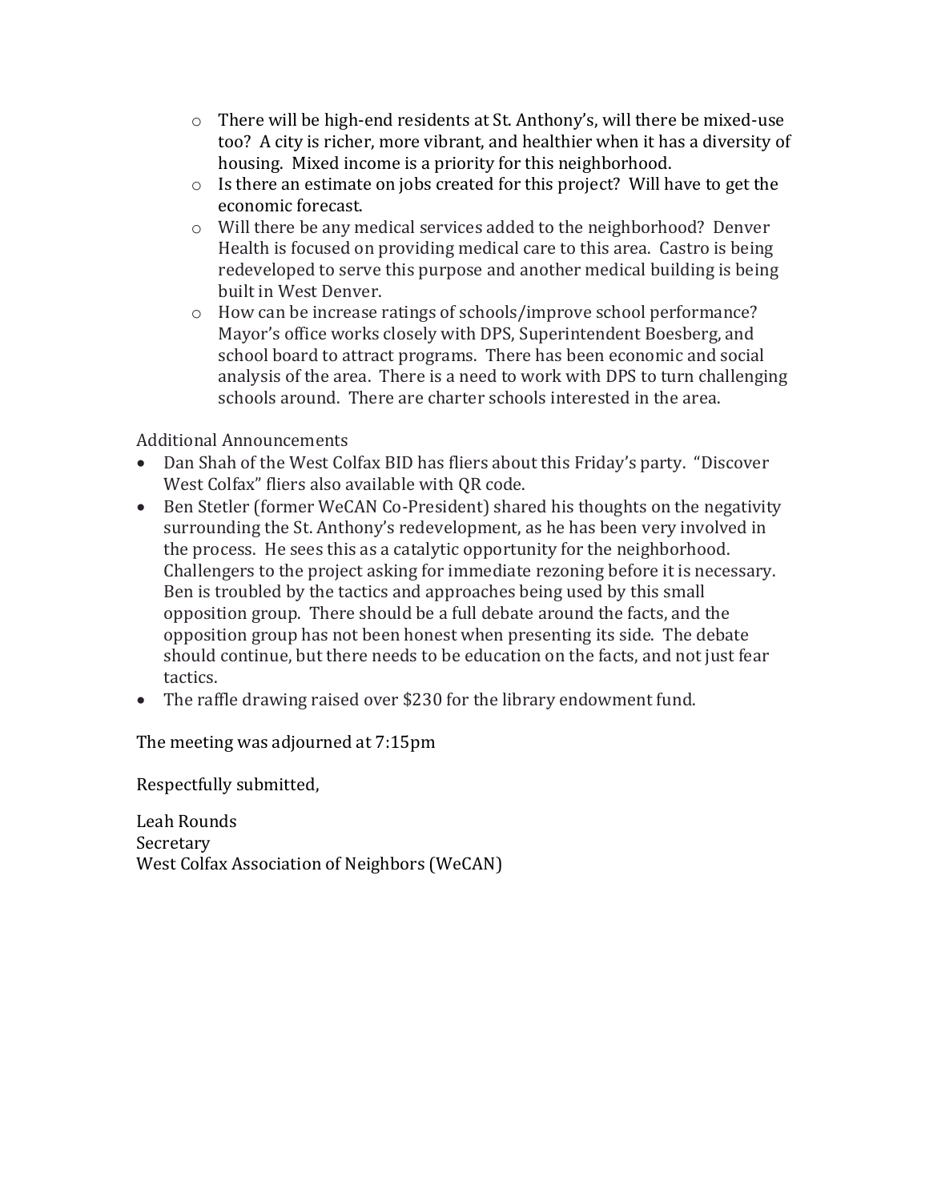- There will be high-end residents at St. Anthony's, will there be mixed-use too? A city is richer, more vibrant, and healthier when it has a diversity of housing. Mixed income is a priority for this neighborhood.
- Is there an estimate on jobs created for this project? Will have to get the economic forecast.
- Will there be any medical services added to the neighborhood? Denver Health is focused on providing medical care to this area. Castro is being redeveloped to serve this purpose and another medical building is being built in West Denver.
- How can be increase ratings of schools/improve school performance? Mayor's office works closely with DPS, Superintendent Boesberg, and school board to attract programs. There has been economic and social analysis of the area. There is a need to work with DPS to turn challenging schools around. There are charter schools interested in the area.

Additional Announcements

- Dan Shah of the West Colfax BID has fliers about this Friday's party. "Discover West Colfax" fliers also available with QR code.
- Ben Stetler (former WeCAN Co-President) shared his thoughts on the negativity surrounding the St. Anthony's redevelopment, as he has been very involved in the process. He sees this as a catalytic opportunity for the neighborhood. Challengers to the project asking for immediate rezoning before it is necessary. Ben is troubled by the tactics and approaches being used by this small opposition group. There should be a full debate around the facts, and the opposition group has not been honest when presenting its side. The debate should continue, but there needs to be education on the facts, and not just fear tactics.
- The raffle drawing raised over $230 for the library endowment fund.

The meeting was adjourned at 7:15pm

Respectfully submitted,

Leah Rounds
Secretary
West Colfax Association of Neighbors (WeCAN)